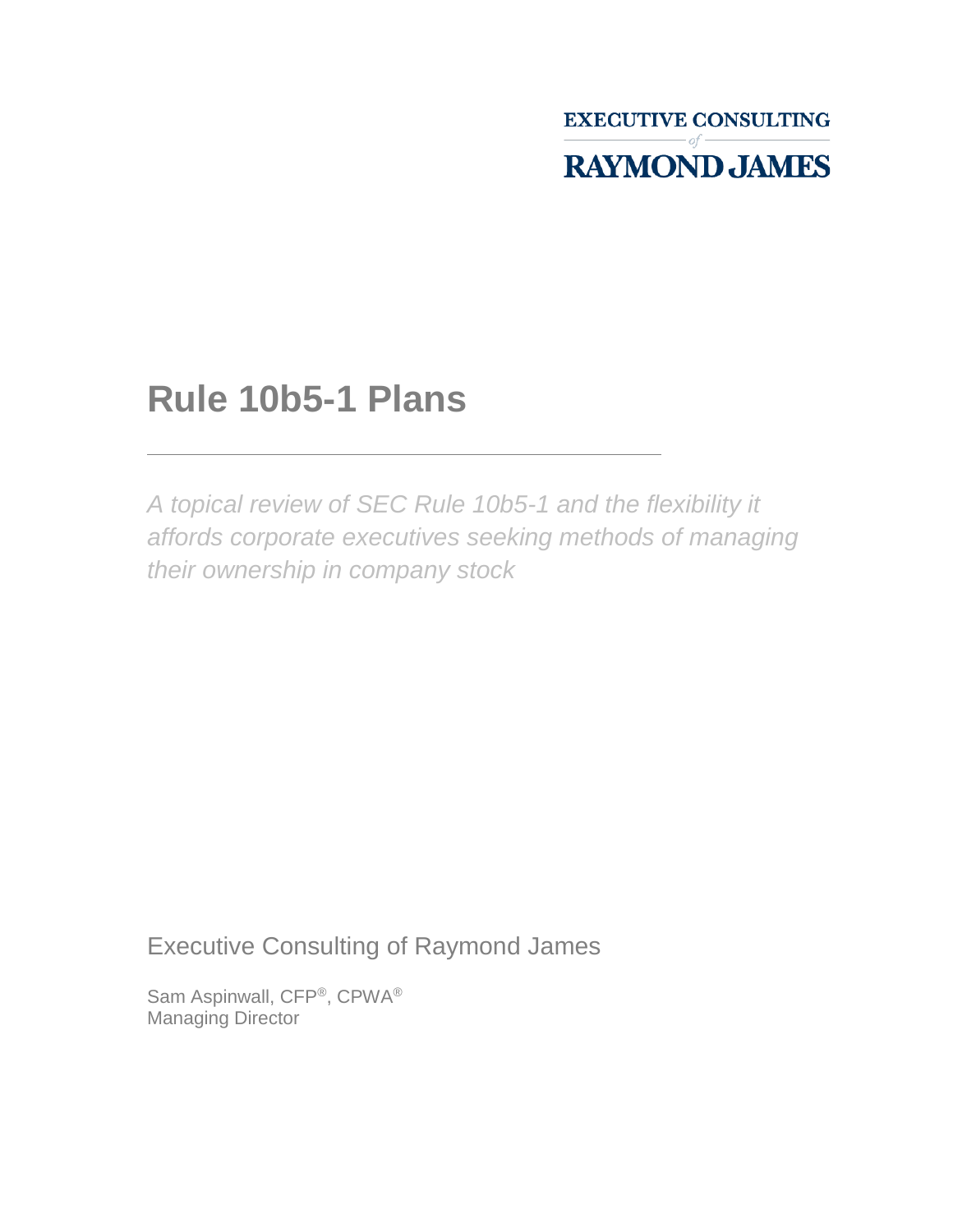EXECUTIVE CONSULTING *of* RAYMOND JAMES

# Rule 10b5-1 Plans

*A topical review of SEC Rule 10b5-1 and the flexibility it affords corporate executives seeking methods of managing their ownership in company stock*

Executive Consulting of Raymond James

Sam Aspinwall, CFP®, CPWA®
Managing Director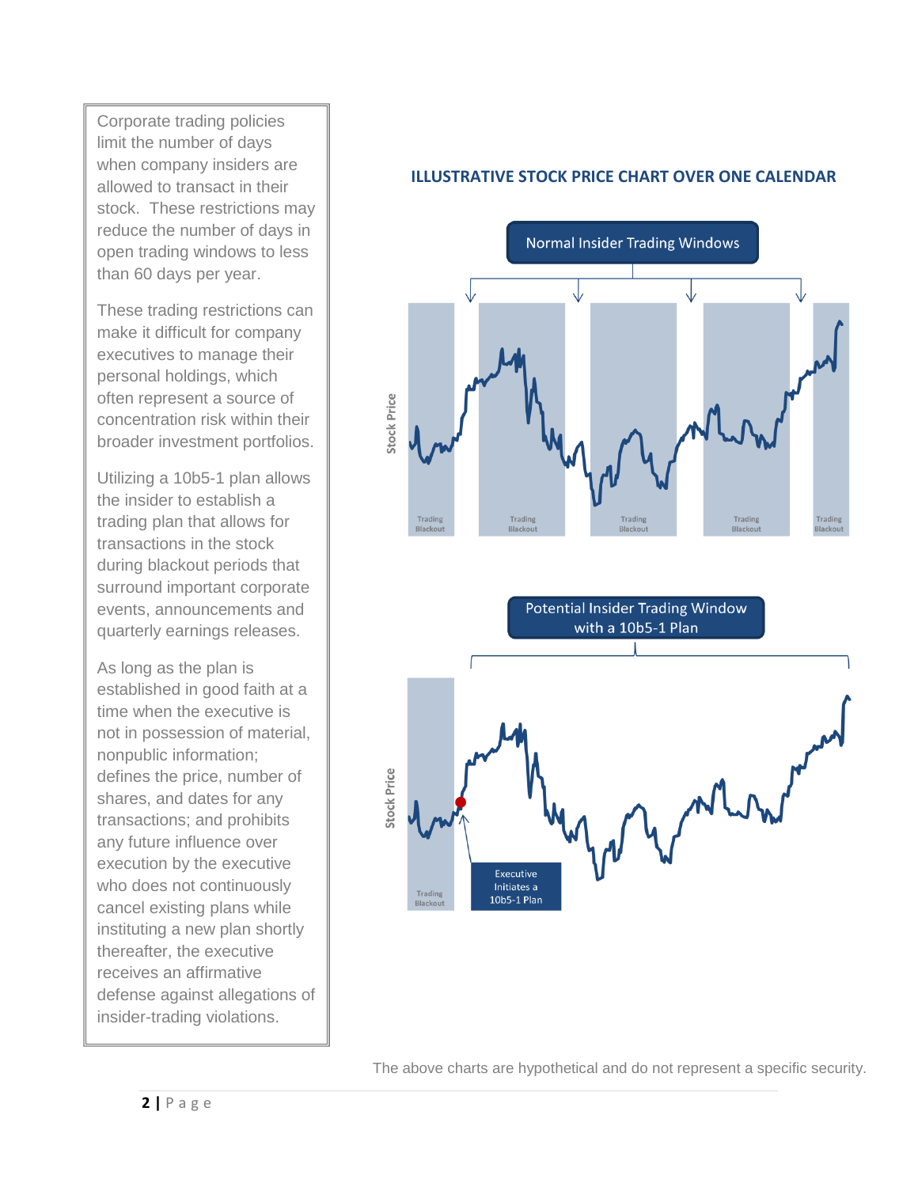Corporate trading policies limit the number of days when company insiders are allowed to transact in their stock. These restrictions may reduce the number of days in open trading windows to less than 60 days per year.

These trading restrictions can make it difficult for company executives to manage their personal holdings, which often represent a source of concentration risk within their broader investment portfolios.

Utilizing a 10b5-1 plan allows the insider to establish a trading plan that allows for transactions in the stock during blackout periods that surround important corporate events, announcements and quarterly earnings releases.

As long as the plan is established in good faith at a time when the executive is not in possession of material, nonpublic information; defines the price, number of shares, and dates for any transactions; and prohibits any future influence over execution by the executive who does not continuously cancel existing plans while instituting a new plan shortly thereafter, the executive receives an affirmative defense against allegations of insider-trading violations.

**ILLUSTRATIVE STOCK PRICE CHART OVER ONE CALENDAR**

Normal Insider Trading Windows

Stock Price

Trading Blackout | Trading Blackout | Trading Blackout | Trading Blackout | Trading Blackout

Potential Insider Trading Window with a 10b5-1 Plan

Stock Price

Trading Blackout

Executive Initiates a 10b5-1 Plan

The above charts are hypothetical and do not represent a specific security.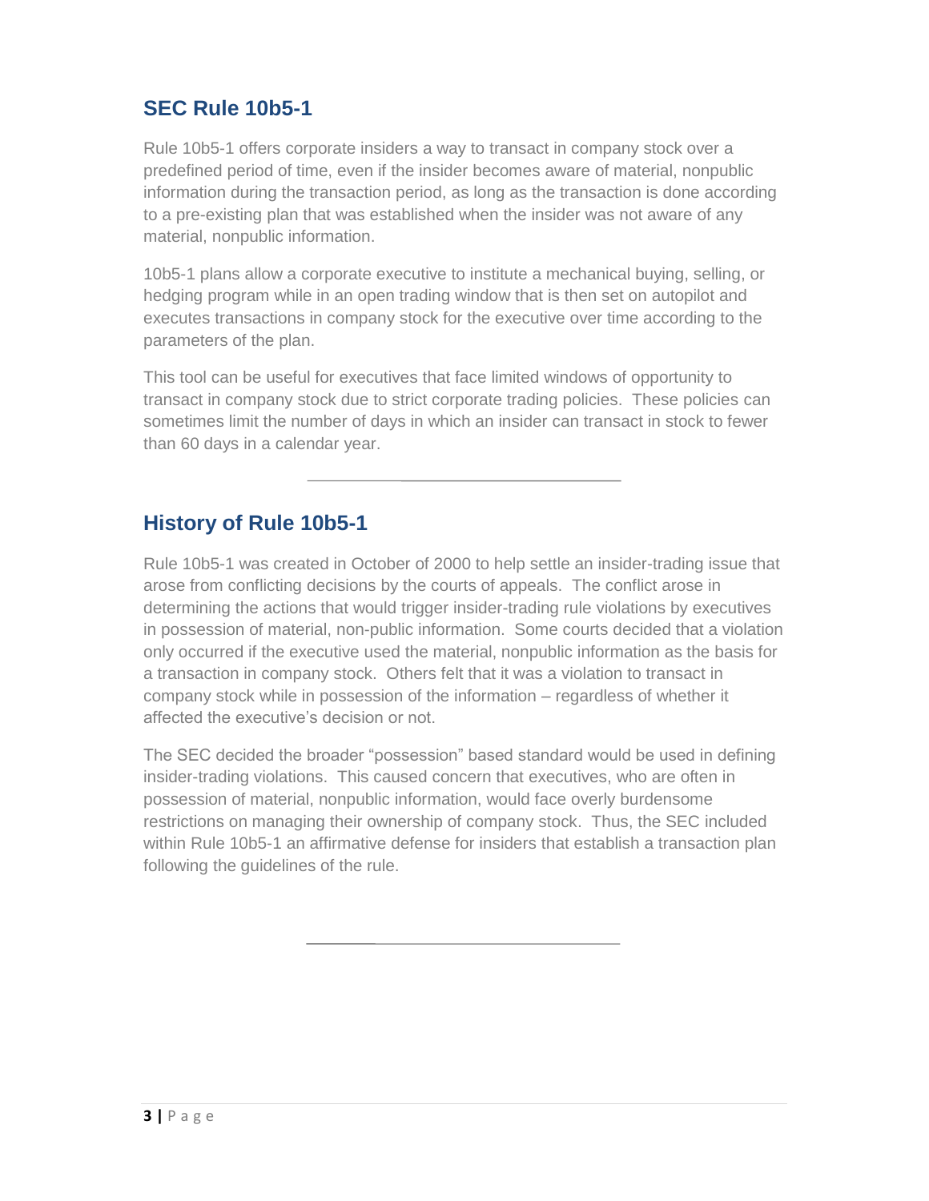## SEC Rule 10b5-1

Rule 10b5-1 offers corporate insiders a way to transact in company stock over a predefined period of time, even if the insider becomes aware of material, nonpublic information during the transaction period, as long as the transaction is done according to a pre-existing plan that was established when the insider was not aware of any material, nonpublic information.

10b5-1 plans allow a corporate executive to institute a mechanical buying, selling, or hedging program while in an open trading window that is then set on autopilot and executes transactions in company stock for the executive over time according to the parameters of the plan.

This tool can be useful for executives that face limited windows of opportunity to transact in company stock due to strict corporate trading policies. These policies can sometimes limit the number of days in which an insider can transact in stock to fewer than 60 days in a calendar year.

---

## History of Rule 10b5-1

Rule 10b5-1 was created in October of 2000 to help settle an insider-trading issue that arose from conflicting decisions by the courts of appeals. The conflict arose in determining the actions that would trigger insider-trading rule violations by executives in possession of material, non-public information. Some courts decided that a violation only occurred if the executive used the material, nonpublic information as the basis for a transaction in company stock. Others felt that it was a violation to transact in company stock while in possession of the information – regardless of whether it affected the executive's decision or not.

The SEC decided the broader "possession" based standard would be used in defining insider-trading violations. This caused concern that executives, who are often in possession of material, nonpublic information, would face overly burdensome restrictions on managing their ownership of company stock. Thus, the SEC included within Rule 10b5-1 an affirmative defense for insiders that establish a transaction plan following the guidelines of the rule.

---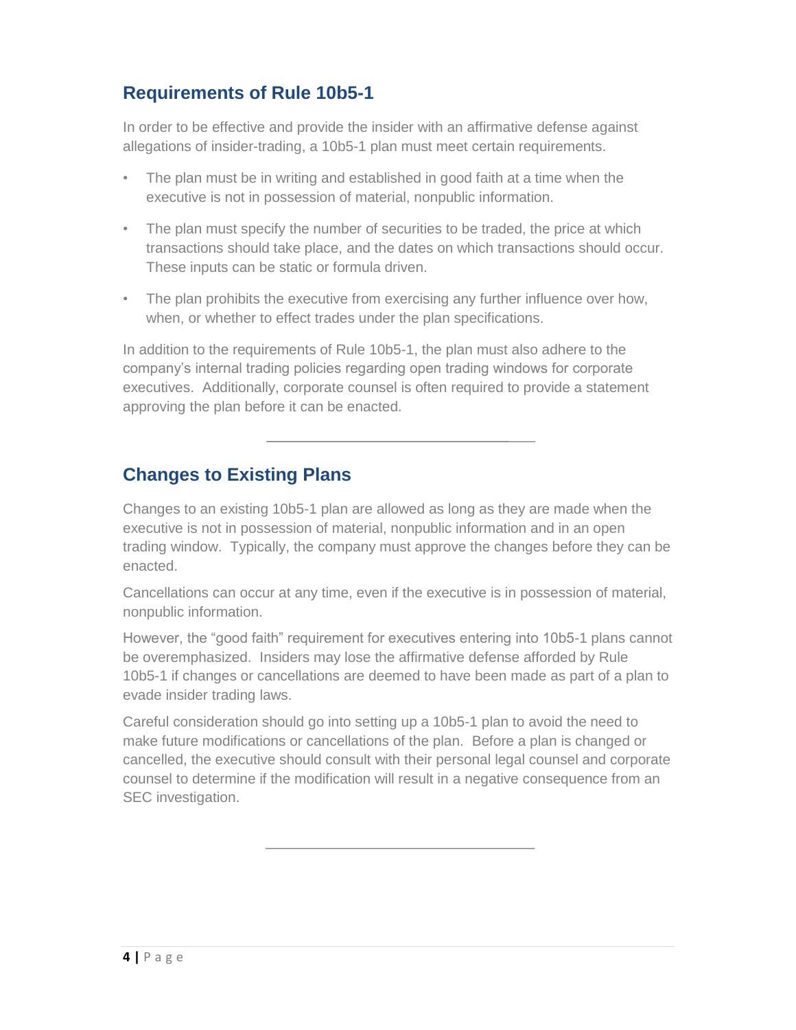## Requirements of Rule 10b5-1

In order to be effective and provide the insider with an affirmative defense against allegations of insider-trading, a 10b5-1 plan must meet certain requirements.

- The plan must be in writing and established in good faith at a time when the executive is not in possession of material, nonpublic information.
- The plan must specify the number of securities to be traded, the price at which transactions should take place, and the dates on which transactions should occur. These inputs can be static or formula driven.
- The plan prohibits the executive from exercising any further influence over how, when, or whether to effect trades under the plan specifications.

In addition to the requirements of Rule 10b5-1, the plan must also adhere to the company's internal trading policies regarding open trading windows for corporate executives. Additionally, corporate counsel is often required to provide a statement approving the plan before it can be enacted.

---

## Changes to Existing Plans

Changes to an existing 10b5-1 plan are allowed as long as they are made when the executive is not in possession of material, nonpublic information and in an open trading window. Typically, the company must approve the changes before they can be enacted.

Cancellations can occur at any time, even if the executive is in possession of material, nonpublic information.

However, the "good faith" requirement for executives entering into 10b5-1 plans cannot be overemphasized. Insiders may lose the affirmative defense afforded by Rule 10b5-1 if changes or cancellations are deemed to have been made as part of a plan to evade insider trading laws.

Careful consideration should go into setting up a 10b5-1 plan to avoid the need to make future modifications or cancellations of the plan. Before a plan is changed or cancelled, the executive should consult with their personal legal counsel and corporate counsel to determine if the modification will result in a negative consequence from an SEC investigation.

---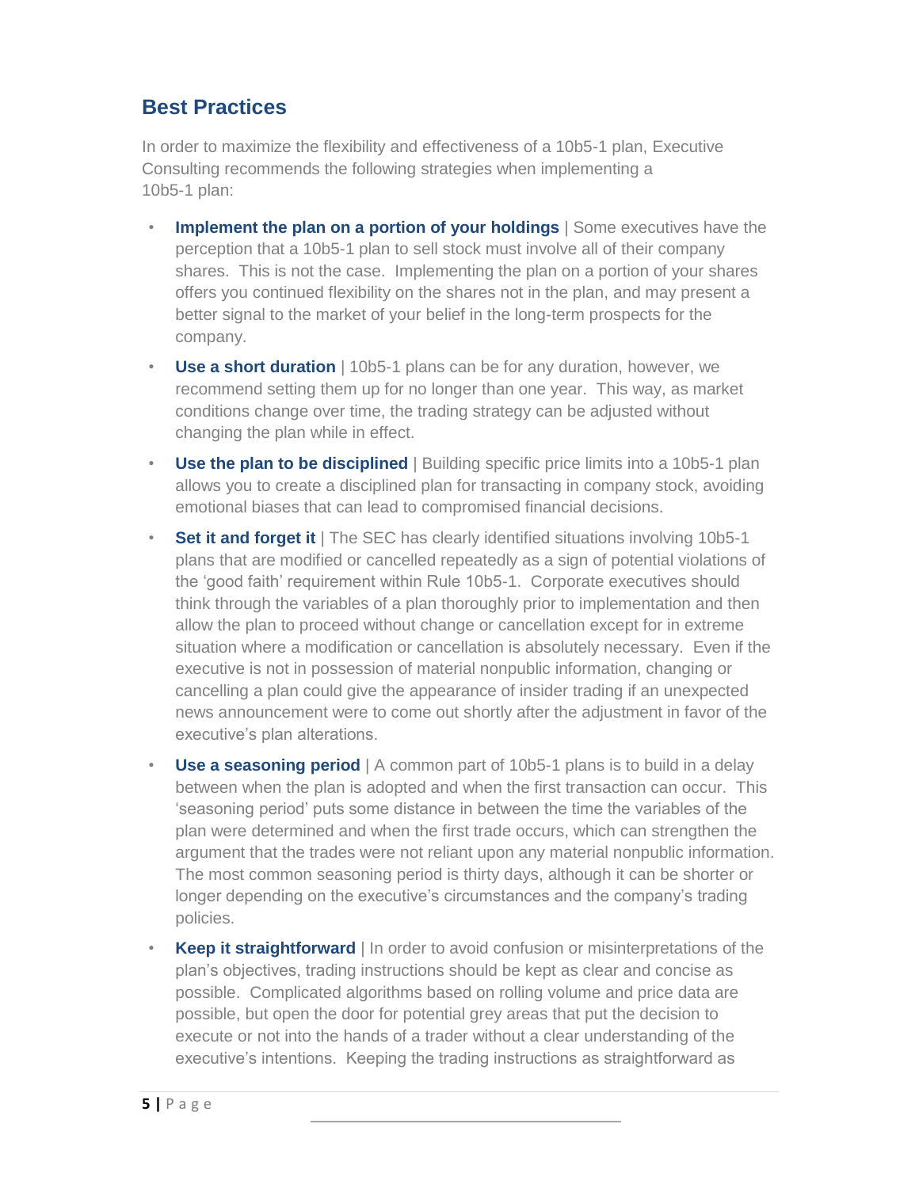## Best Practices

In order to maximize the flexibility and effectiveness of a 10b5-1 plan, Executive Consulting recommends the following strategies when implementing a 10b5-1 plan:

- **Implement the plan on a portion of your holdings** | Some executives have the perception that a 10b5-1 plan to sell stock must involve all of their company shares. This is not the case. Implementing the plan on a portion of your shares offers you continued flexibility on the shares not in the plan, and may present a better signal to the market of your belief in the long-term prospects for the company.
- **Use a short duration** | 10b5-1 plans can be for any duration, however, we recommend setting them up for no longer than one year. This way, as market conditions change over time, the trading strategy can be adjusted without changing the plan while in effect.
- **Use the plan to be disciplined** | Building specific price limits into a 10b5-1 plan allows you to create a disciplined plan for transacting in company stock, avoiding emotional biases that can lead to compromised financial decisions.
- **Set it and forget it** | The SEC has clearly identified situations involving 10b5-1 plans that are modified or cancelled repeatedly as a sign of potential violations of the 'good faith' requirement within Rule 10b5-1. Corporate executives should think through the variables of a plan thoroughly prior to implementation and then allow the plan to proceed without change or cancellation except for in extreme situation where a modification or cancellation is absolutely necessary. Even if the executive is not in possession of material nonpublic information, changing or cancelling a plan could give the appearance of insider trading if an unexpected news announcement were to come out shortly after the adjustment in favor of the executive's plan alterations.
- **Use a seasoning period** | A common part of 10b5-1 plans is to build in a delay between when the plan is adopted and when the first transaction can occur. This 'seasoning period' puts some distance in between the time the variables of the plan were determined and when the first trade occurs, which can strengthen the argument that the trades were not reliant upon any material nonpublic information. The most common seasoning period is thirty days, although it can be shorter or longer depending on the executive's circumstances and the company's trading policies.
- **Keep it straightforward** | In order to avoid confusion or misinterpretations of the plan's objectives, trading instructions should be kept as clear and concise as possible. Complicated algorithms based on rolling volume and price data are possible, but open the door for potential grey areas that put the decision to execute or not into the hands of a trader without a clear understanding of the executive's intentions. Keeping the trading instructions as straightforward as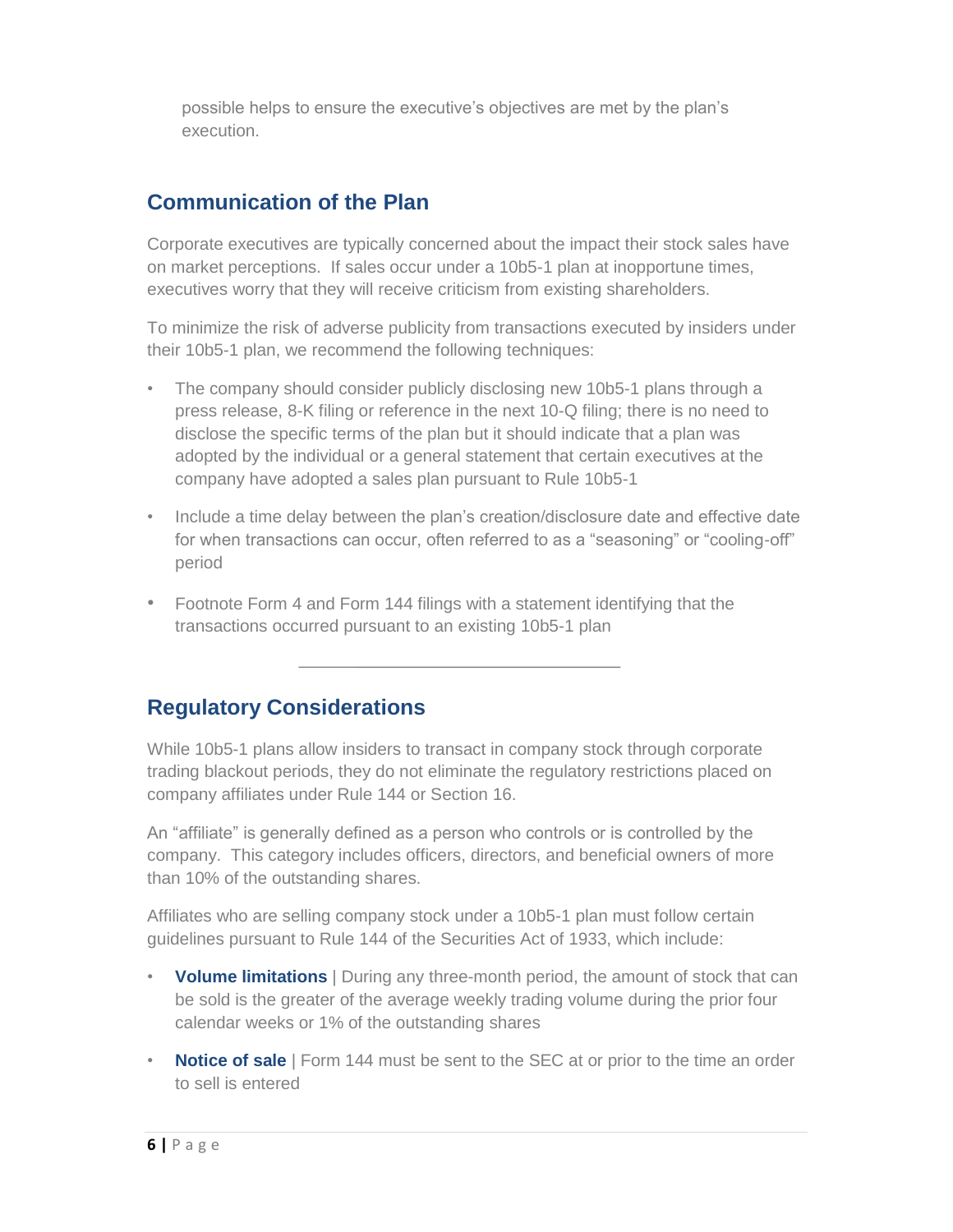possible helps to ensure the executive's objectives are met by the plan's execution.

## Communication of the Plan

Corporate executives are typically concerned about the impact their stock sales have on market perceptions. If sales occur under a 10b5-1 plan at inopportune times, executives worry that they will receive criticism from existing shareholders.

To minimize the risk of adverse publicity from transactions executed by insiders under their 10b5-1 plan, we recommend the following techniques:

- The company should consider publicly disclosing new 10b5-1 plans through a press release, 8-K filing or reference in the next 10-Q filing; there is no need to disclose the specific terms of the plan but it should indicate that a plan was adopted by the individual or a general statement that certain executives at the company have adopted a sales plan pursuant to Rule 10b5-1
- Include a time delay between the plan's creation/disclosure date and effective date for when transactions can occur, often referred to as a "seasoning" or "cooling-off" period
- Footnote Form 4 and Form 144 filings with a statement identifying that the transactions occurred pursuant to an existing 10b5-1 plan

---

## Regulatory Considerations

While 10b5-1 plans allow insiders to transact in company stock through corporate trading blackout periods, they do not eliminate the regulatory restrictions placed on company affiliates under Rule 144 or Section 16.

An "affiliate" is generally defined as a person who controls or is controlled by the company. This category includes officers, directors, and beneficial owners of more than 10% of the outstanding shares.

Affiliates who are selling company stock under a 10b5-1 plan must follow certain guidelines pursuant to Rule 144 of the Securities Act of 1933, which include:

- **Volume limitations** | During any three-month period, the amount of stock that can be sold is the greater of the average weekly trading volume during the prior four calendar weeks or 1% of the outstanding shares
- **Notice of sale** | Form 144 must be sent to the SEC at or prior to the time an order to sell is entered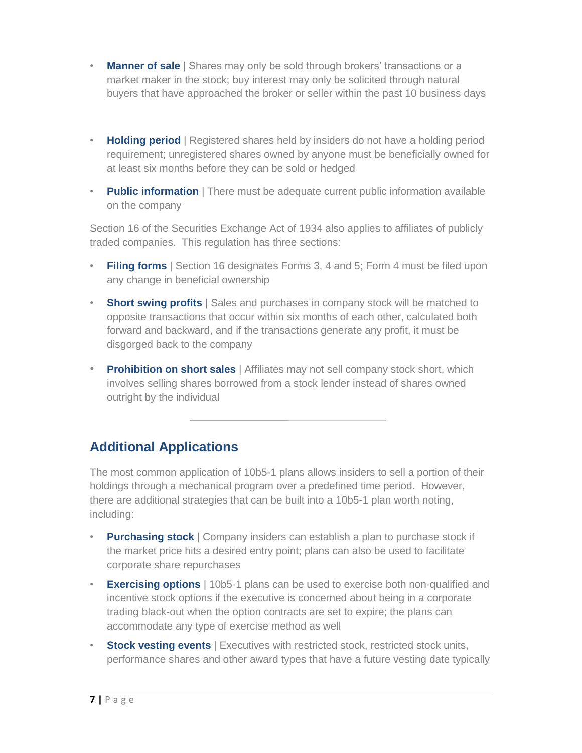- **Manner of sale** | Shares may only be sold through brokers' transactions or a market maker in the stock; buy interest may only be solicited through natural buyers that have approached the broker or seller within the past 10 business days

- **Holding period** | Registered shares held by insiders do not have a holding period requirement; unregistered shares owned by anyone must be beneficially owned for at least six months before they can be sold or hedged

- **Public information** | There must be adequate current public information available on the company

Section 16 of the Securities Exchange Act of 1934 also applies to affiliates of publicly traded companies. This regulation has three sections:

- **Filing forms** | Section 16 designates Forms 3, 4 and 5; Form 4 must be filed upon any change in beneficial ownership

- **Short swing profits** | Sales and purchases in company stock will be matched to opposite transactions that occur within six months of each other, calculated both forward and backward, and if the transactions generate any profit, it must be disgorged back to the company

- **Prohibition on short sales** | Affiliates may not sell company stock short, which involves selling shares borrowed from a stock lender instead of shares owned outright by the individual

---

## Additional Applications

The most common application of 10b5-1 plans allows insiders to sell a portion of their holdings through a mechanical program over a predefined time period. However, there are additional strategies that can be built into a 10b5-1 plan worth noting, including:

- **Purchasing stock** | Company insiders can establish a plan to purchase stock if the market price hits a desired entry point; plans can also be used to facilitate corporate share repurchases

- **Exercising options** | 10b5-1 plans can be used to exercise both non-qualified and incentive stock options if the executive is concerned about being in a corporate trading black-out when the option contracts are set to expire; the plans can accommodate any type of exercise method as well

- **Stock vesting events** | Executives with restricted stock, restricted stock units, performance shares and other award types that have a future vesting date typically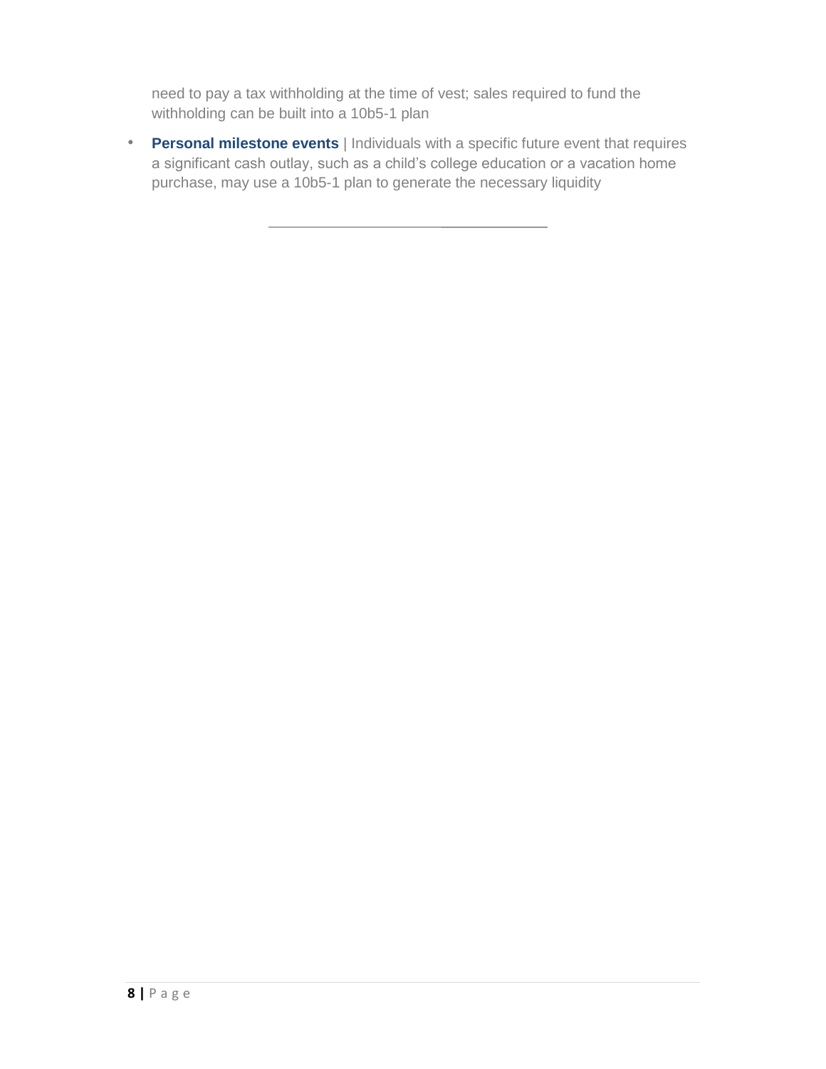need to pay a tax withholding at the time of vest; sales required to fund the withholding can be built into a 10b5-1 plan

- **Personal milestone events** | Individuals with a specific future event that requires a significant cash outlay, such as a child's college education or a vacation home purchase, may use a 10b5-1 plan to generate the necessary liquidity

---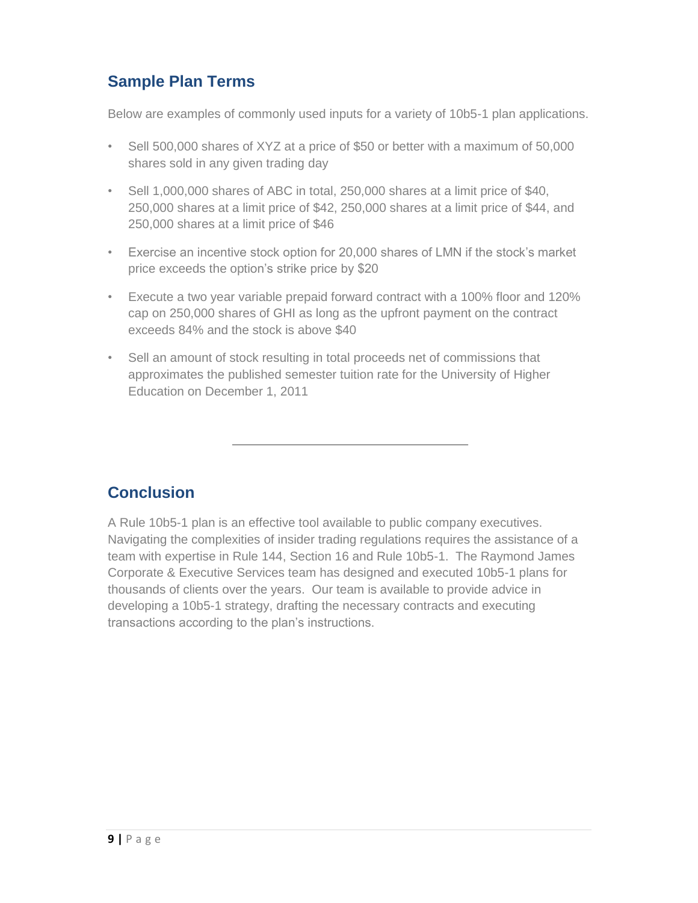## Sample Plan Terms

Below are examples of commonly used inputs for a variety of 10b5-1 plan applications.

- Sell 500,000 shares of XYZ at a price of $50 or better with a maximum of 50,000 shares sold in any given trading day
- Sell 1,000,000 shares of ABC in total, 250,000 shares at a limit price of $40, 250,000 shares at a limit price of $42, 250,000 shares at a limit price of $44, and 250,000 shares at a limit price of $46
- Exercise an incentive stock option for 20,000 shares of LMN if the stock's market price exceeds the option's strike price by $20
- Execute a two year variable prepaid forward contract with a 100% floor and 120% cap on 250,000 shares of GHI as long as the upfront payment on the contract exceeds 84% and the stock is above $40
- Sell an amount of stock resulting in total proceeds net of commissions that approximates the published semester tuition rate for the University of Higher Education on December 1, 2011

---

## Conclusion

A Rule 10b5-1 plan is an effective tool available to public company executives. Navigating the complexities of insider trading regulations requires the assistance of a team with expertise in Rule 144, Section 16 and Rule 10b5-1. The Raymond James Corporate & Executive Services team has designed and executed 10b5-1 plans for thousands of clients over the years. Our team is available to provide advice in developing a 10b5-1 strategy, drafting the necessary contracts and executing transactions according to the plan's instructions.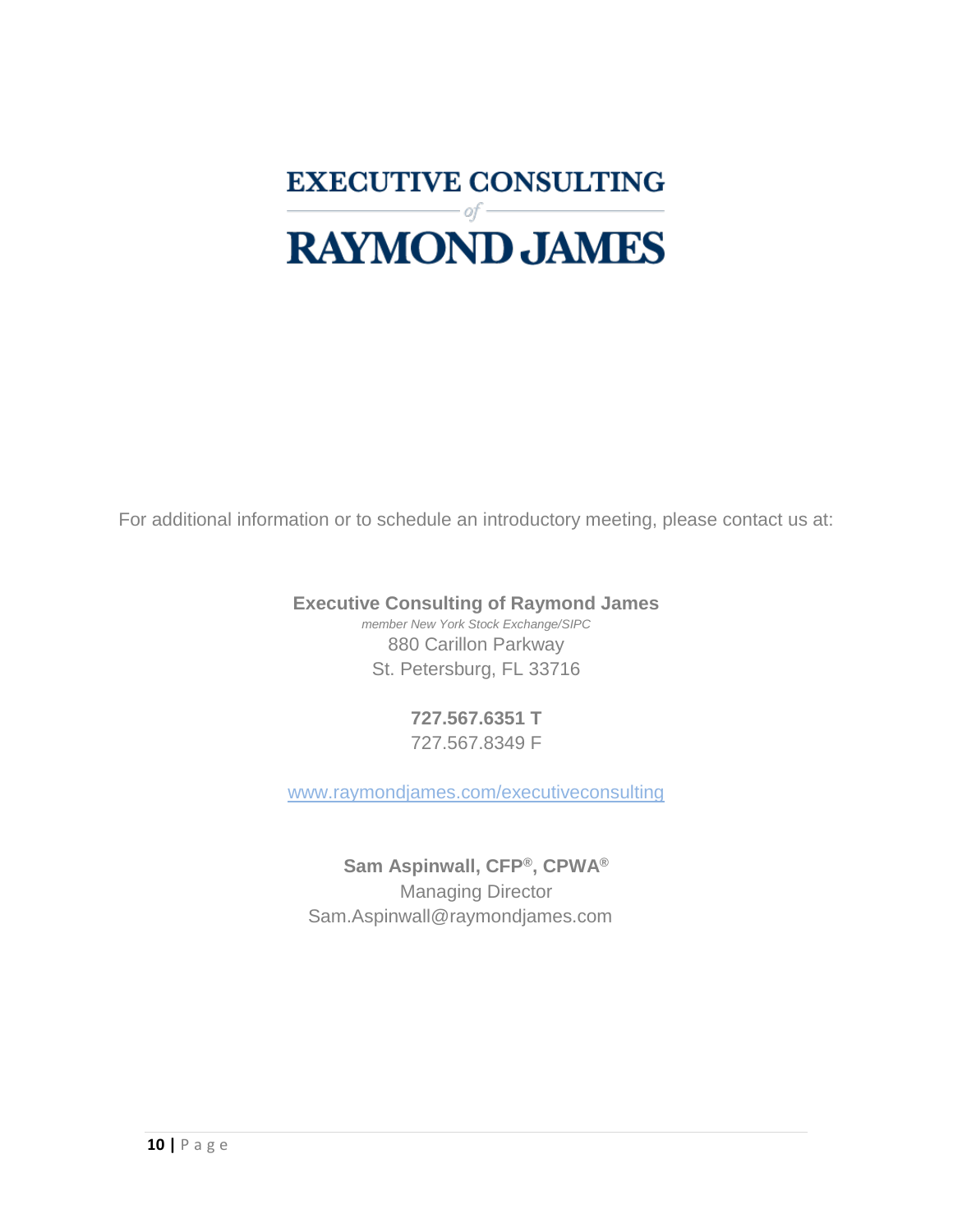# EXECUTIVE CONSULTING

*of*

# RAYMOND JAMES

For additional information or to schedule an introductory meeting, please contact us at:

**Executive Consulting of Raymond James**
*member New York Stock Exchange/SIPC*
880 Carillon Parkway
St. Petersburg, FL 33716

**727.567.6351 T**
727.567.8349 F

www.raymondjames.com/executiveconsulting

**Sam Aspinwall, CFP®, CPWA®**
Managing Director
Sam.Aspinwall@raymondjames.com